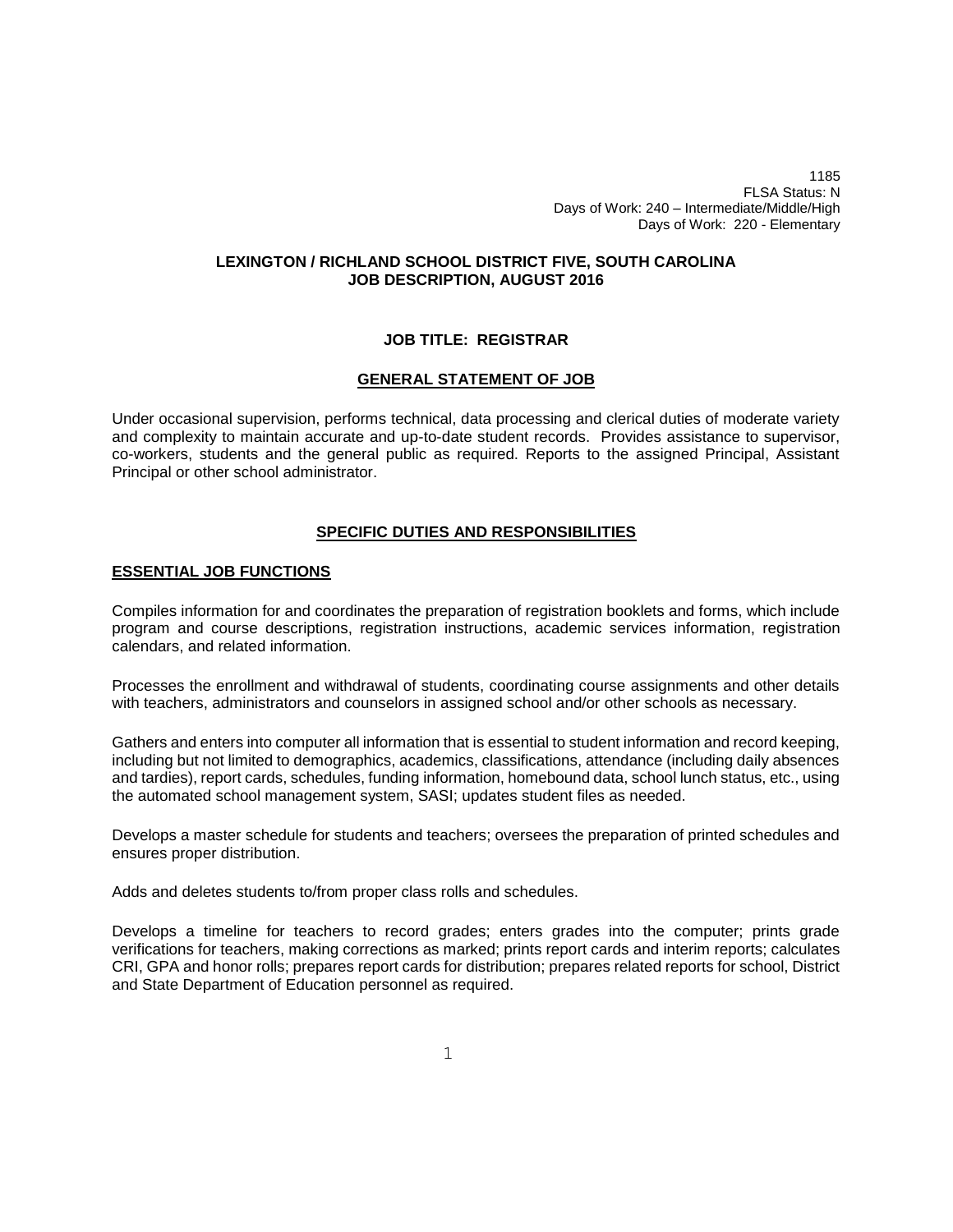1185
FLSA Status: N
Days of Work: 240 – Intermediate/Middle/High
Days of Work: 220 - Elementary

**LEXINGTON / RICHLAND SCHOOL DISTRICT FIVE, SOUTH CAROLINA**
**JOB DESCRIPTION, AUGUST 2016**

# JOB TITLE: REGISTRAR

## GENERAL STATEMENT OF JOB

Under occasional supervision, performs technical, data processing and clerical duties of moderate variety and complexity to maintain accurate and up-to-date student records. Provides assistance to supervisor, co-workers, students and the general public as required. Reports to the assigned Principal, Assistant Principal or other school administrator.

## SPECIFIC DUTIES AND RESPONSIBILITIES

### ESSENTIAL JOB FUNCTIONS

Compiles information for and coordinates the preparation of registration booklets and forms, which include program and course descriptions, registration instructions, academic services information, registration calendars, and related information.

Processes the enrollment and withdrawal of students, coordinating course assignments and other details with teachers, administrators and counselors in assigned school and/or other schools as necessary.

Gathers and enters into computer all information that is essential to student information and record keeping, including but not limited to demographics, academics, classifications, attendance (including daily absences and tardies), report cards, schedules, funding information, homebound data, school lunch status, etc., using the automated school management system, SASI; updates student files as needed.

Develops a master schedule for students and teachers; oversees the preparation of printed schedules and ensures proper distribution.

Adds and deletes students to/from proper class rolls and schedules.

Develops a timeline for teachers to record grades; enters grades into the computer; prints grade verifications for teachers, making corrections as marked; prints report cards and interim reports; calculates CRI, GPA and honor rolls; prepares report cards for distribution; prepares related reports for school, District and State Department of Education personnel as required.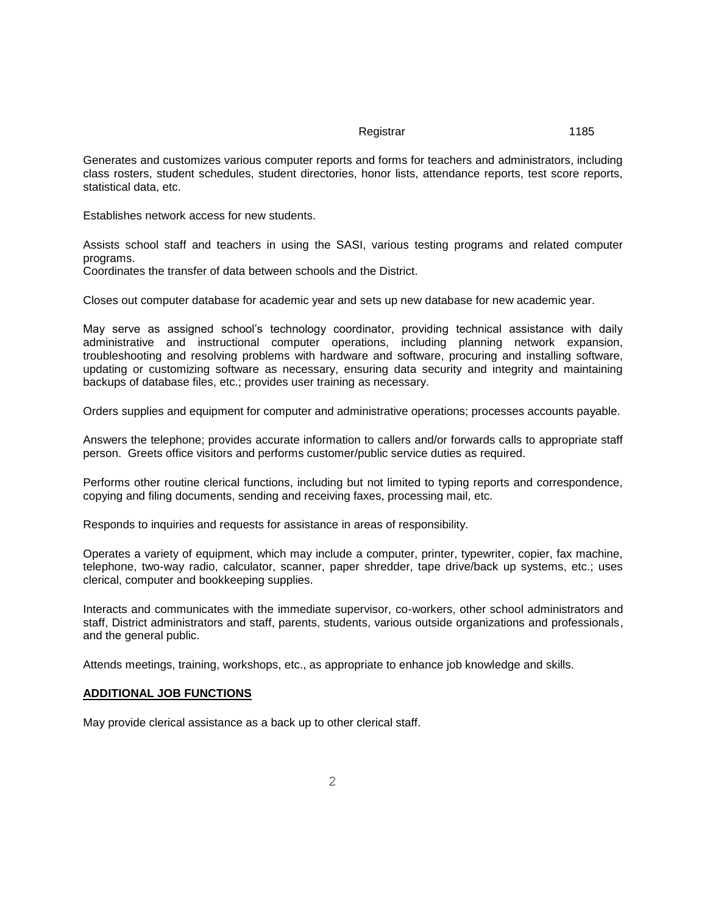Generates and customizes various computer reports and forms for teachers and administrators, including class rosters, student schedules, student directories, honor lists, attendance reports, test score reports, statistical data, etc.

Establishes network access for new students.

Assists school staff and teachers in using the SASI, various testing programs and related computer programs.
Coordinates the transfer of data between schools and the District.

Closes out computer database for academic year and sets up new database for new academic year.

May serve as assigned school's technology coordinator, providing technical assistance with daily administrative and instructional computer operations, including planning network expansion, troubleshooting and resolving problems with hardware and software, procuring and installing software, updating or customizing software as necessary, ensuring data security and integrity and maintaining backups of database files, etc.; provides user training as necessary.

Orders supplies and equipment for computer and administrative operations; processes accounts payable.

Answers the telephone; provides accurate information to callers and/or forwards calls to appropriate staff person. Greets office visitors and performs customer/public service duties as required.

Performs other routine clerical functions, including but not limited to typing reports and correspondence, copying and filing documents, sending and receiving faxes, processing mail, etc.

Responds to inquiries and requests for assistance in areas of responsibility.

Operates a variety of equipment, which may include a computer, printer, typewriter, copier, fax machine, telephone, two-way radio, calculator, scanner, paper shredder, tape drive/back up systems, etc.; uses clerical, computer and bookkeeping supplies.

Interacts and communicates with the immediate supervisor, co-workers, other school administrators and staff, District administrators and staff, parents, students, various outside organizations and professionals, and the general public.

Attends meetings, training, workshops, etc., as appropriate to enhance job knowledge and skills.

**ADDITIONAL JOB FUNCTIONS**

May provide clerical assistance as a back up to other clerical staff.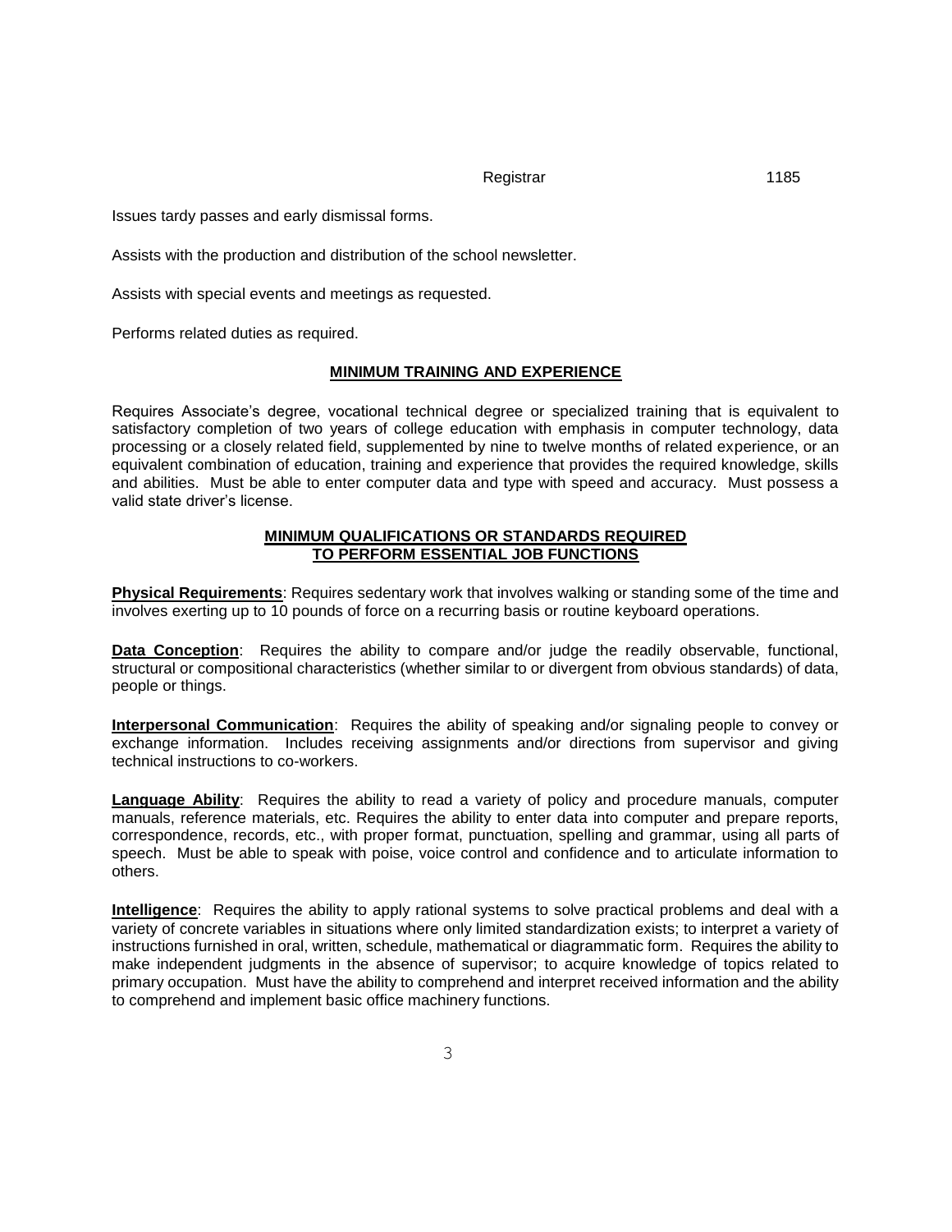Issues tardy passes and early dismissal forms.

Assists with the production and distribution of the school newsletter.

Assists with special events and meetings as requested.

Performs related duties as required.

## MINIMUM TRAINING AND EXPERIENCE

Requires Associate's degree, vocational technical degree or specialized training that is equivalent to satisfactory completion of two years of college education with emphasis in computer technology, data processing or a closely related field, supplemented by nine to twelve months of related experience, or an equivalent combination of education, training and experience that provides the required knowledge, skills and abilities. Must be able to enter computer data and type with speed and accuracy. Must possess a valid state driver's license.

## MINIMUM QUALIFICATIONS OR STANDARDS REQUIRED TO PERFORM ESSENTIAL JOB FUNCTIONS

**Physical Requirements**: Requires sedentary work that involves walking or standing some of the time and involves exerting up to 10 pounds of force on a recurring basis or routine keyboard operations.

**Data Conception**: Requires the ability to compare and/or judge the readily observable, functional, structural or compositional characteristics (whether similar to or divergent from obvious standards) of data, people or things.

**Interpersonal Communication**: Requires the ability of speaking and/or signaling people to convey or exchange information. Includes receiving assignments and/or directions from supervisor and giving technical instructions to co-workers.

**Language Ability**: Requires the ability to read a variety of policy and procedure manuals, computer manuals, reference materials, etc. Requires the ability to enter data into computer and prepare reports, correspondence, records, etc., with proper format, punctuation, spelling and grammar, using all parts of speech. Must be able to speak with poise, voice control and confidence and to articulate information to others.

**Intelligence**: Requires the ability to apply rational systems to solve practical problems and deal with a variety of concrete variables in situations where only limited standardization exists; to interpret a variety of instructions furnished in oral, written, schedule, mathematical or diagrammatic form. Requires the ability to make independent judgments in the absence of supervisor; to acquire knowledge of topics related to primary occupation. Must have the ability to comprehend and interpret received information and the ability to comprehend and implement basic office machinery functions.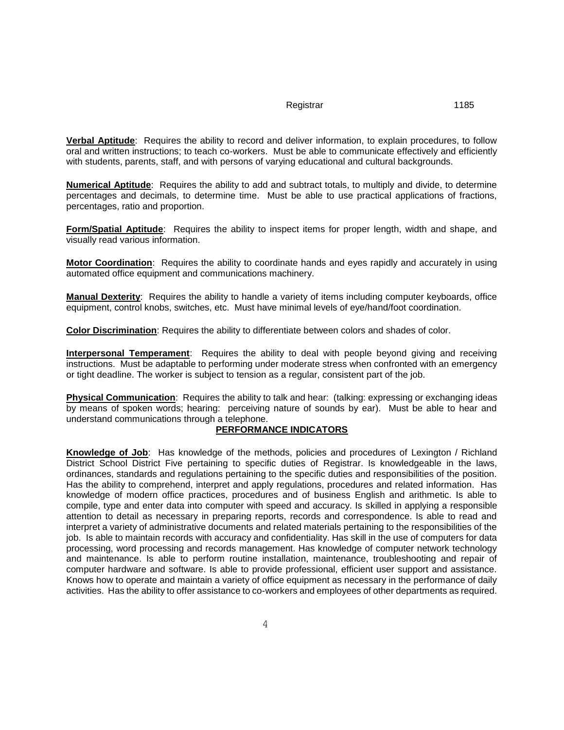**Verbal Aptitude**: Requires the ability to record and deliver information, to explain procedures, to follow oral and written instructions; to teach co-workers. Must be able to communicate effectively and efficiently with students, parents, staff, and with persons of varying educational and cultural backgrounds.

**Numerical Aptitude**: Requires the ability to add and subtract totals, to multiply and divide, to determine percentages and decimals, to determine time. Must be able to use practical applications of fractions, percentages, ratio and proportion.

**Form/Spatial Aptitude**: Requires the ability to inspect items for proper length, width and shape, and visually read various information.

**Motor Coordination**: Requires the ability to coordinate hands and eyes rapidly and accurately in using automated office equipment and communications machinery.

**Manual Dexterity**: Requires the ability to handle a variety of items including computer keyboards, office equipment, control knobs, switches, etc. Must have minimal levels of eye/hand/foot coordination.

**Color Discrimination**: Requires the ability to differentiate between colors and shades of color.

**Interpersonal Temperament**: Requires the ability to deal with people beyond giving and receiving instructions. Must be adaptable to performing under moderate stress when confronted with an emergency or tight deadline. The worker is subject to tension as a regular, consistent part of the job.

**Physical Communication**: Requires the ability to talk and hear: (talking: expressing or exchanging ideas by means of spoken words; hearing: perceiving nature of sounds by ear). Must be able to hear and understand communications through a telephone.

## PERFORMANCE INDICATORS

**Knowledge of Job**: Has knowledge of the methods, policies and procedures of Lexington / Richland District School District Five pertaining to specific duties of Registrar. Is knowledgeable in the laws, ordinances, standards and regulations pertaining to the specific duties and responsibilities of the position. Has the ability to comprehend, interpret and apply regulations, procedures and related information. Has knowledge of modern office practices, procedures and of business English and arithmetic. Is able to compile, type and enter data into computer with speed and accuracy. Is skilled in applying a responsible attention to detail as necessary in preparing reports, records and correspondence. Is able to read and interpret a variety of administrative documents and related materials pertaining to the responsibilities of the job. Is able to maintain records with accuracy and confidentiality. Has skill in the use of computers for data processing, word processing and records management. Has knowledge of computer network technology and maintenance. Is able to perform routine installation, maintenance, troubleshooting and repair of computer hardware and software. Is able to provide professional, efficient user support and assistance. Knows how to operate and maintain a variety of office equipment as necessary in the performance of daily activities. Has the ability to offer assistance to co-workers and employees of other departments as required.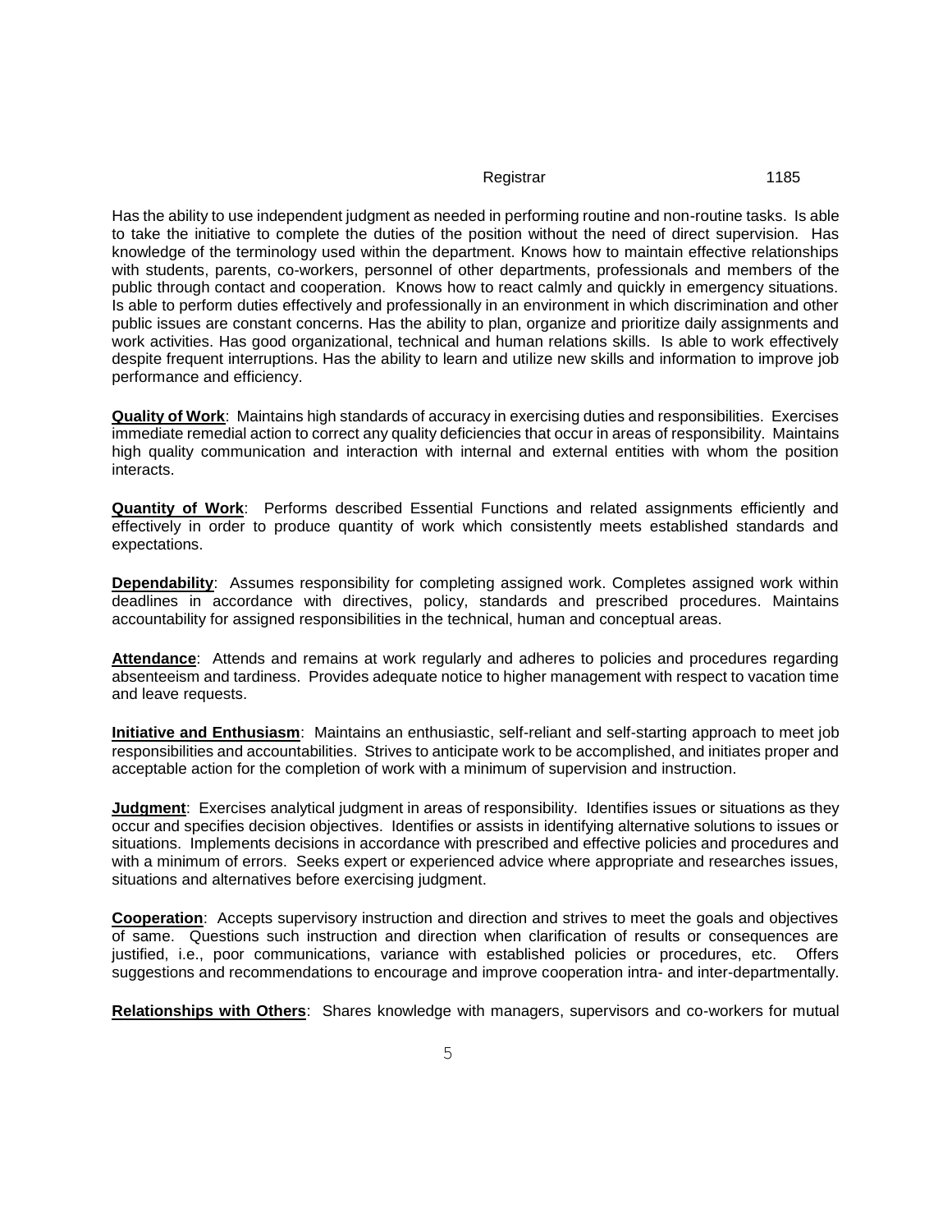Has the ability to use independent judgment as needed in performing routine and non-routine tasks. Is able to take the initiative to complete the duties of the position without the need of direct supervision. Has knowledge of the terminology used within the department. Knows how to maintain effective relationships with students, parents, co-workers, personnel of other departments, professionals and members of the public through contact and cooperation. Knows how to react calmly and quickly in emergency situations. Is able to perform duties effectively and professionally in an environment in which discrimination and other public issues are constant concerns. Has the ability to plan, organize and prioritize daily assignments and work activities. Has good organizational, technical and human relations skills. Is able to work effectively despite frequent interruptions. Has the ability to learn and utilize new skills and information to improve job performance and efficiency.

**Quality of Work**: Maintains high standards of accuracy in exercising duties and responsibilities. Exercises immediate remedial action to correct any quality deficiencies that occur in areas of responsibility. Maintains high quality communication and interaction with internal and external entities with whom the position interacts.

**Quantity of Work**: Performs described Essential Functions and related assignments efficiently and effectively in order to produce quantity of work which consistently meets established standards and expectations.

**Dependability**: Assumes responsibility for completing assigned work. Completes assigned work within deadlines in accordance with directives, policy, standards and prescribed procedures. Maintains accountability for assigned responsibilities in the technical, human and conceptual areas.

**Attendance**: Attends and remains at work regularly and adheres to policies and procedures regarding absenteeism and tardiness. Provides adequate notice to higher management with respect to vacation time and leave requests.

**Initiative and Enthusiasm**: Maintains an enthusiastic, self-reliant and self-starting approach to meet job responsibilities and accountabilities. Strives to anticipate work to be accomplished, and initiates proper and acceptable action for the completion of work with a minimum of supervision and instruction.

**Judgment**: Exercises analytical judgment in areas of responsibility. Identifies issues or situations as they occur and specifies decision objectives. Identifies or assists in identifying alternative solutions to issues or situations. Implements decisions in accordance with prescribed and effective policies and procedures and with a minimum of errors. Seeks expert or experienced advice where appropriate and researches issues, situations and alternatives before exercising judgment.

**Cooperation**: Accepts supervisory instruction and direction and strives to meet the goals and objectives of same. Questions such instruction and direction when clarification of results or consequences are justified, i.e., poor communications, variance with established policies or procedures, etc. Offers suggestions and recommendations to encourage and improve cooperation intra- and inter-departmentally.

**Relationships with Others**: Shares knowledge with managers, supervisors and co-workers for mutual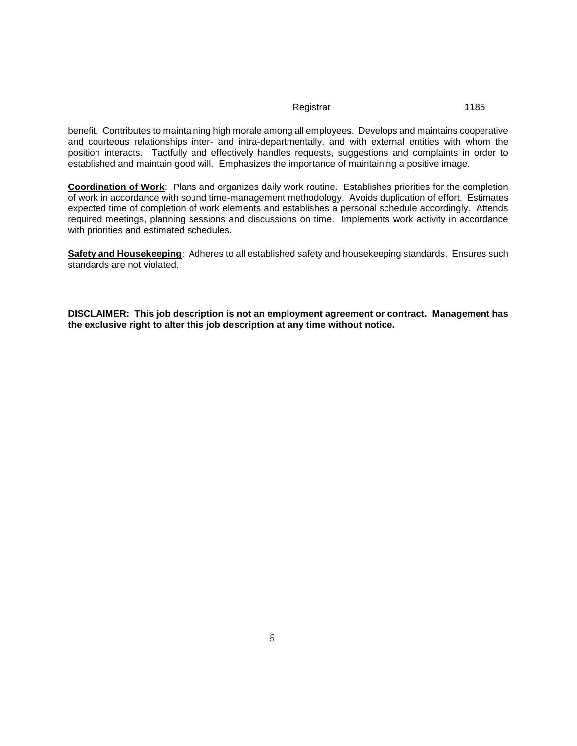benefit. Contributes to maintaining high morale among all employees. Develops and maintains cooperative and courteous relationships inter- and intra-departmentally, and with external entities with whom the position interacts. Tactfully and effectively handles requests, suggestions and complaints in order to established and maintain good will. Emphasizes the importance of maintaining a positive image.

**Coordination of Work**: Plans and organizes daily work routine. Establishes priorities for the completion of work in accordance with sound time-management methodology. Avoids duplication of effort. Estimates expected time of completion of work elements and establishes a personal schedule accordingly. Attends required meetings, planning sessions and discussions on time. Implements work activity in accordance with priorities and estimated schedules.

**Safety and Housekeeping**: Adheres to all established safety and housekeeping standards. Ensures such standards are not violated.

**DISCLAIMER: This job description is not an employment agreement or contract. Management has the exclusive right to alter this job description at any time without notice.**